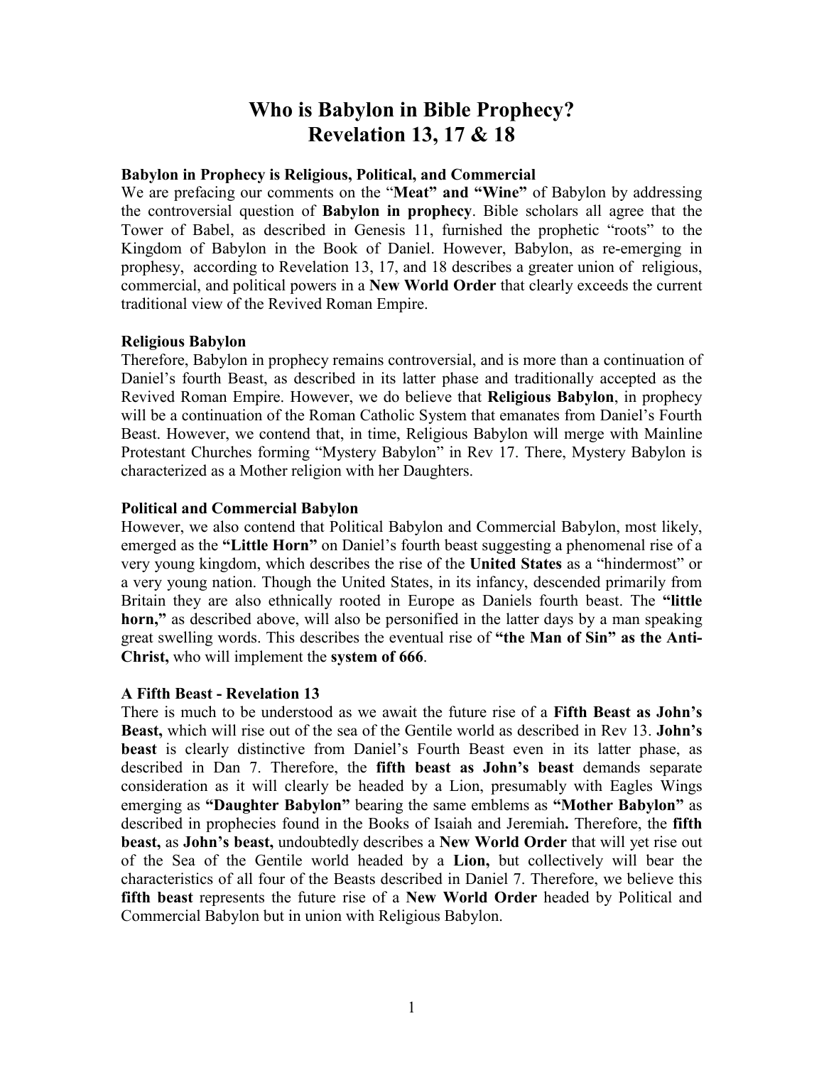# Who is Babylon in Bible Prophecy? Revelation 13, 17 & 18

### Babylon in Prophecy is Religious, Political, and Commercial

We are prefacing our comments on the "**Meat" and "Wine"** of Babylon by addressing the controversial question of **Babylon in prophecy**. Bible scholars all agree that the Tower of Babel, as described in Genesis 11, furnished the prophetic "roots" to the Kingdom of Babylon in the Book of Daniel. However, Babylon, as re-emerging in prophesy, according to Revelation 13, 17, and 18 describes a greater union of religious, commercial, and political powers in a **New World Order** that clearly exceeds the current traditional view of the Revived Roman Empire.

### Religious Babylon

Therefore, Babylon in prophecy remains controversial, and is more than a continuation of Daniel's fourth Beast, as described in its latter phase and traditionally accepted as the Revived Roman Empire. However, we do believe that **Religious Babylon**, in prophecy will be a continuation of the Roman Catholic System that emanates from Daniel's Fourth Beast. However, we contend that, in time, Religious Babylon will merge with Mainline Protestant Churches forming "Mystery Babylon" in Rev 17. There, Mystery Babylon is characterized as a Mother religion with her Daughters.

### Political and Commercial Babylon

However, we also contend that Political Babylon and Commercial Babylon, most likely, emerged as the **"Little Horn"** on Daniel's fourth beast suggesting a phenomenal rise of a very young kingdom, which describes the rise of the **United States** as a "hindermost" or a very young nation. Though the United States, in its infancy, descended primarily from Britain they are also ethnically rooted in Europe as Daniels fourth beast. The **"little horn,"** as described above, will also be personified in the latter days by a man speaking great swelling words. This describes the eventual rise of **"the Man of Sin" as the Anti-Christ,** who will implement the **system of 666**.

### A Fifth Beast - Revelation 13

There is much to be understood as we await the future rise of a **Fifth Beast as John's Beast,** which will rise out of the sea of the Gentile world as described in Rev 13. **John's beast** is clearly distinctive from Daniel's Fourth Beast even in its latter phase, as described in Dan 7. Therefore, the **fifth beast as John's beast** demands separate consideration as it will clearly be headed by a Lion, presumably with Eagles Wings emerging as **"Daughter Babylon"** bearing the same emblems as **"Mother Babylon"** as described in prophecies found in the Books of Isaiah and Jeremiah**.** Therefore, the **fifth beast,** as **John's beast,** undoubtedly describes a **New World Order** that will yet rise out of the Sea of the Gentile world headed by a **Lion,** but collectively will bear the characteristics of all four of the Beasts described in Daniel 7. Therefore, we believe this **fifth beast** represents the future rise of a **New World Order** headed by Political and Commercial Babylon but in union with Religious Babylon.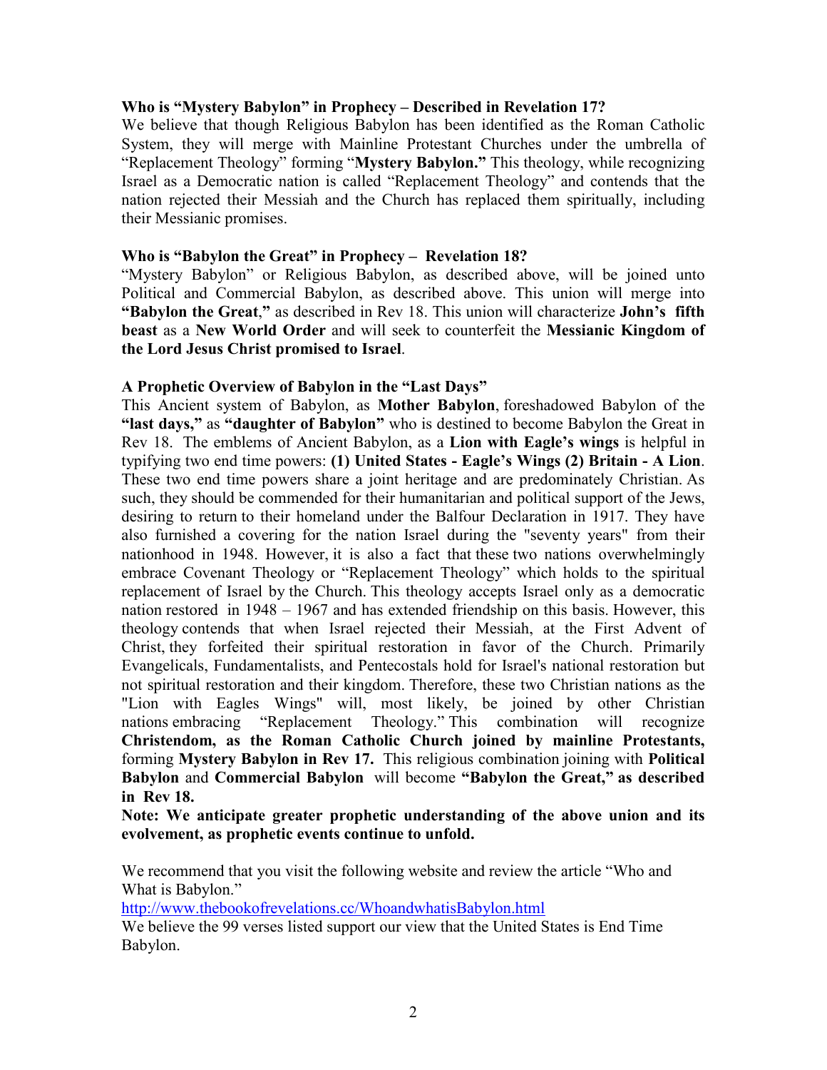**Who is "Mystery Babylon" in Prophecy – Described in Revelation 17?**

We believe that though Religious Babylon has been identified as the Roman Catholic System, they will merge with Mainline Protestant Churches under the umbrella of "Replacement Theology" forming "**Mystery Babylon.**" This theology, while recognizing Israel as a Democratic nation is called "Replacement Theology" and contends that the nation rejected their Messiah and the Church has replaced them spiritually, including their Messianic promises.

**Who is "Babylon the Great" in Prophecy – Revelation 18?**

"Mystery Babylon" or Religious Babylon, as described above, will be joined unto Political and Commercial Babylon, as described above. This union will merge into **"Babylon the Great**," as described in Rev 18. This union will characterize **John's fifth beast** as a **New World Order** and will seek to counterfeit the **Messianic Kingdom of the Lord Jesus Christ promised to Israel**.

**A Prophetic Overview of Babylon in the "Last Days"**

This Ancient system of Babylon, as **Mother Babylon**, foreshadowed Babylon of the **"last days,"** as **"daughter of Babylon"** who is destined to become Babylon the Great in Rev 18. The emblems of Ancient Babylon, as a **Lion with Eagle's wings** is helpful in typifying two end time powers: **(1) United States - Eagle's Wings (2) Britain - A Lion**. These two end time powers share a joint heritage and are predominately Christian. As such, they should be commended for their humanitarian and political support of the Jews, desiring to return to their homeland under the Balfour Declaration in 1917. They have also furnished a covering for the nation Israel during the "seventy years" from their nationhood in 1948. However, it is also a fact that these two nations overwhelmingly embrace Covenant Theology or "Replacement Theology" which holds to the spiritual replacement of Israel by the Church. This theology accepts Israel only as a democratic nation restored in 1948 – 1967 and has extended friendship on this basis. However, this theology contends that when Israel rejected their Messiah, at the First Advent of Christ, they forfeited their spiritual restoration in favor of the Church. Primarily Evangelicals, Fundamentalists, and Pentecostals hold for Israel's national restoration but not spiritual restoration and their kingdom. Therefore, these two Christian nations as the "Lion with Eagles Wings" will, most likely, be joined by other Christian nations embracing "Replacement Theology." This combination will recognize **Christendom, as the Roman Catholic Church joined by mainline Protestants,** forming **Mystery Babylon in Rev 17.** This religious combination joining with **Political Babylon** and **Commercial Babylon** will become **"Babylon the Great," as described in Rev 18.**

**Note: We anticipate greater prophetic understanding of the above union and its evolvement, as prophetic events continue to unfold.**

We recommend that you visit the following website and review the article "Who and What is Babylon."

http://www.thebookofrevelations.cc/WhoandwhatisBabylon.html

We believe the 99 verses listed support our view that the United States is End Time Babylon.